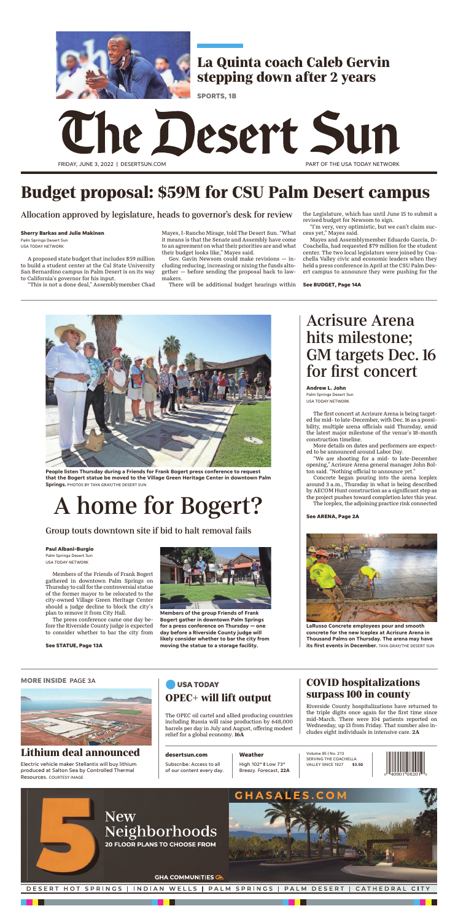## La Quinta coach Caleb Gervin stepping down after 2 years

SPORTS, 1B

# The Desert Sun

FRIDAY, JUNE 3, 2022 | DESERTSUN.COM

PART OF THE USA TODAY NETWORK

# Budget proposal: $59M for CSU Palm Desert campus

### Allocation approved by legislature, heads to governor's desk for review

**Sherry Barkas and Julie Makinen**
Palm Springs Desert Sun
USA TODAY NETWORK

A proposed state budget that includes $59 million to build a student center at the Cal State University San Bernardino campus in Palm Desert is on its way to California's governor for his input.

"This is not a done deal," Assemblymember Chad Mayes, I-Rancho Mirage, told The Desert Sun. "What it means is that the Senate and Assembly have come to an agreement on what their priorities are and what their budget looks like," Mayes said.

Gov. Gavin Newsom could make revisions — including reducing, increasing or nixing the funds altogether — before sending the proposal back to lawmakers.

There will be additional budget hearings within the Legislature, which has until June 15 to submit a revised budget for Newsom to sign.

"I'm very, very optimistic, but we can't claim success yet," Mayes said.

Mayes and Assemblymember Eduardo Garcia, D-Coachella, had requested $79 million for the student center. The two local legislators were joined by Coachella Valley civic and economic leaders when they held a press conference in April at the CSU Palm Desert campus to announce they were pushing for the

**See BUDGET, Page 14A**

People listen Thursday during a Friends for Frank Bogert press conference to request that the Bogert statue be moved to the Village Green Heritage Center in downtown Palm Springs. PHOTOS BY TAYA GRAY/THE DESERT SUN

# A home for Bogert?

### Group touts downtown site if bid to halt removal fails

**Paul Albani-Burgio**
Palm Springs Desert Sun
USA TODAY NETWORK

Members of the Friends of Frank Bogert gathered in downtown Palm Springs on Thursday to call for the controversial statue of the former mayor to be relocated to the city-owned Village Green Heritage Center should a judge decline to block the city's plan to remove it from City Hall.

The press conference came one day before the Riverside County judge is expected to consider whether to bar the city from

**See STATUE, Page 13A**

Members of the group Friends of Frank Bogert gather in downtown Palm Springs for a press conference on Thursday — one day before a Riverside County judge will likely consider whether to bar the city from moving the statue to a storage facility.

# Acrisure Arena hits milestone; GM targets Dec. 16 for first concert

**Andrew L. John**
Palm Springs Desert Sun
USA TODAY NETWORK

The first concert at Acrisure Arena is being targeted for mid- to late-December, with Dec. 16 as a possibility, multiple arena officials said Thursday, amid the latest major milestone of the venue's 18-month construction timeline.

More details on dates and performers are expected to be announced around Labor Day.

"We are shooting for a mid- to late-December opening," Acrisure Arena general manager John Bolton said. "Nothing official to announce yet."

Concrete began pouring into the arena Iceplex around 3 a.m., Thursday in what is being described by AECOM Hunt construction as a significant step as the project pushes toward completion later this year.

The Iceplex, the adjoining practice rink connected

**See ARENA, Page 2A**

LaRusso Concrete employees pour and smooth concrete for the new Iceplex at Acrisure Arena in Thousand Palms on Thursday. The arena may have its first events in December. TAYA GRAY/THE DESERT SUN

**MORE INSIDE** PAGE 3A

## Lithium deal announced

Electric vehicle maker Stellantis will buy lithium produced at Salton Sea by Controlled Thermal Resources. COURTESY IMAGE

USA TODAY

## OPEC+ will lift output

The OPEC oil cartel and allied producing countries including Russia will raise production by 648,000 barrels per day in July and August, offering modest relief for a global economy. **16A**

**desertsun.com**
Subscribe: Access to all of our content every day.

**Weather**
High 102° | Low 73°
Breezy. Forecast, **22A**

## COVID hospitalizations surpass 100 in county

Riverside County hospitalizations have returned to the triple digits once again for the first time since mid-March. There were 104 patients reported on Wednesday, up 13 from Friday. That number also includes eight individuals in intensive care. **2A**

Volume 95 | No. 213
SERVING THE COACHELLA VALLEY SINCE 1927 **$3.50**

GHASALES.COM

5 New Neighborhoods
20 FLOOR PLANS TO CHOOSE FROM

GHA COMMUNITIES

DESERT HOT SPRINGS | INDIAN WELLS | PALM SPRINGS | PALM DESERT | CATHEDRAL CITY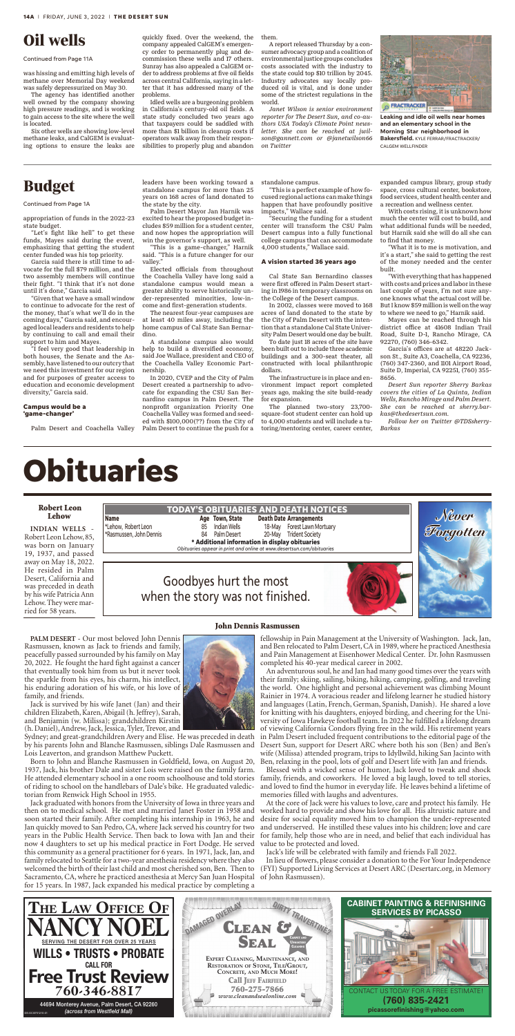# Oil wells

Continued from Page 11A

was hissing and emitting high levels of methane over Memorial Day weekend was safely depressurized on May 30.

The agency has identified another well owned by the company showing high pressure readings, and is working to gain access to the site where the well is located.

Six other wells are showing low-level methane leaks, and CalGEM is evaluating options to ensure the leaks are quickly fixed. Over the weekend, the company appealed CalGEM's emergency order to permanently plug and decommission these wells and 17 others. Sunray has also appealed a CalGEM order to address problems at five oil fields across central California, saying in a letter that it has addressed many of the problems.

Idled wells are a burgeoning problem in California's century-old oil fields. A state study concluded two years ago that taxpayers could be saddled with more than $1 billion in cleanup costs if operators walk away from their responsibilities to properly plug and abandon them.

A report released Thursday by a consumer advocacy group and a coalition of environmental justice groups concludes costs associated with the industry to the state could top $10 trillion by 2045. Industry advocates say locally produced oil is vital, and is done under some of the strictest regulations in the world.

*Janet Wilson is senior environment reporter for The Desert Sun, and co-authors USA Today's Climate Point newsletter. She can be reached at jwilson@gannett.com or @janetwilson66 on Twitter*

**Leaking and idle oil wells near homes and an elementary school in the Morning Star neighborhood in Bakersfield.** KYLE FERRAR/FRACTRACKER/ CALGEM WELLFINDER

# Budget

Continued from Page 1A

appropriation of funds in the 2022-23 state budget.

"Let's fight like hell" to get these funds, Mayes said during the event, emphasizing that getting the student center funded was his top priority.

Garcia said there is still time to advocate for the full $79 million, and the two assembly members will continue their fight. "I think that it's not done until it's done," Garcia said.

"Given that we have a small window to continue to advocate for the rest of the money, that's what we'll do in the coming days," Garcia said, and encouraged local leaders and residents to help by continuing to call and email their support to him and Mayes.

"I feel very good that leadership in both houses, the Senate and the Assembly, have listened to our outcry that we need this investment for our region and for purposes of greater access to education and economic development diversity," Garcia said.

### Campus would be a 'game-changer'

Palm Desert and Coachella Valley leaders have been working toward a standalone campus for more than 25 years on 168 acres of land donated to the state by the city.

Palm Desert Mayor Jan Harnik was excited to hear the proposed budget includes $59 million for a student center, and now hopes the appropriation will win the governor's support, as well.

"This is a game-changer," Harnik said. "This is a future changer for our valley."

Elected officials from throughout the Coachella Valley have long said a standalone campus would mean a greater ability to serve historically under-represented minorities, low-income and first-generation students.

The nearest four-year campuses are at least 40 miles away, including the home campus of Cal State San Bernardino.

A standalone campus also would help to build a diversified economy, said Joe Wallace, president and CEO of the Coachella Valley Economic Partnership.

In 2020, CVEP and the City of Palm Desert created a partnership to advocate for expanding the CSU San Bernardino campus in Palm Desert. The nonprofit organization Priority One Coachella Valley was formed and seeded with $100,000(??) from the City of Palm Desert to continue the push for a standalone campus.

"This is a perfect example of how focused regional actions can make things happen that have profoundly positive impacts," Wallace said.

"Securing the funding for a student center will transform the CSU Palm Desert campus into a fully functional college campus that can accommodate 4,000 students," Wallace said.

### A vision started 36 years ago

Cal State San Bernardino classes were first offered in Palm Desert starting in 1986 in temporary classrooms on the College of the Desert campus.

In 2002, classes were moved to 168 acres of land donated to the state by the City of Palm Desert with the intention that a standalone Cal State University Palm Desert would one day be built.

To date just 18 acres of the site have been built out to include three academic buildings and a 300-seat theater, all constructed with local philanthropic dollars.

The infrastructure is in place and environment impact report completed years ago, making the site build-ready for expansion.

The planned two-story 23,700-square-foot student center can hold up to 4,000 students and will include a tutoring/mentoring center, career center, expanded campus library, group study space, cross cultural center, bookstore, food services, student health center and a recreation and wellness center.

With costs rising, it is unknown how much the center will cost to build, and what additional funds will be needed, but Harnik said she will do all she can to find that money.

"What it is to me is motivation, and it's a start," she said to getting the rest of the money needed and the center built.

"With everything that has happened with costs and prices and labor in these last couple of years, I'm not sure anyone knows what the actual cost will be. But I know $59 million is well on the way to where we need to go," Harnik said.

Mayes can be reached through his district office at 41608 Indian Trail Road, Suite D-1, Rancho Mirage, CA 92270, (760) 346-6342.

Garcia's offices are at 48220 Jackson St., Suite A3, Coachella, CA 92236, (760) 347-2360, and 1101 Airport Road, Suite D, Imperial, CA 92251, (760) 355-8656.

*Desert Sun reporter Sherry Barkas covers the cities of La Quinta, Indian Wells, Rancho Mirage and Palm Desert. She can be reached at sherry.barkas@thedesertsun.com.*

*Follow her on Twitter @TDSsherryBarkas*

# Obituaries

**TODAY'S OBITUARIES AND DEATH NOTICES**

| Name | Age | Town, State | Death Date | Arrangements |
|---|---|---|---|---|
| *Lehow, Robert Leon | 85 | Indian Wells | 18-May | Forest Lawn Mortuary |
| *Rasmussen, John Dennis | 84 | Palm Desert | 20-May | Trident Society |

\* **Additional information in display obituaries**

*Obituaries appear in print and online at www.desertsun.com/obituaries*

Never Forgotten

Goodbyes hurt the most when the story was not finished.

### Robert Leon Lehow

**INDIAN WELLS** - Robert Leon Lehow, 85, was born on January 19, 1937, and passed away on May 18, 2022. He resided in Palm Desert, California and was preceded in death by his wife Patricia Ann Lehow. They were married for 58 years.

### John Dennis Rasmussen

**PALM DESERT** - Our most beloved John Dennis Rasmussen, known as Jack to friends and family, peacefully passed surrounded by his family on May 20, 2022. He fought the hard fight against a cancer that eventually took him from us but it never took the sparkle from his eyes, his charm, his intellect, his enduring adoration of his wife, or his love of family, and friends.

Jack is survived by his wife Janet (Jan) and their children Elizabeth, Karen, Abigail (h. Jeffrey), Sarah, and Benjamin (w. Milissa); grandchildren Kirstin (h. Daniel), Andrew, Jack, Jessica, Tyler, Trevor, and Sydney; and great-grandchildren Avery and Elise. He was preceded in death by his parents John and Blanche Rasmussen, siblings Dale Rasmussen and Lois Leverton, and grandson Matthew Puckett.

Born to John and Blanche Rasmussen in Goldfield, Iowa, on August 20, 1937, Jack, his brother Dale and sister Lois were raised on the family farm. He attended elementary school in a one room schoolhouse and told stories of riding to school on the handlebars of Dale's bike. He graduated valedictorian from Renwick High School in 1955.

Jack graduated with honors from the University of Iowa in three years and then on to medical school. He met and married Janet Foster in 1958 and soon started their family. After completing his internship in 1963, he and Jan quickly moved to San Pedro, CA, where Jack served his country for two years in the Public Health Service. Then back to Iowa with Jan and their now 4 daughters to set up his medical practice in Fort Dodge. He served this community as a general practitioner for 6 years. In 1971, Jack, Jan, and family relocated to Seattle for a two-year anesthesia residency where they also welcomed the birth of their last child and most cherished son, Ben. Then to Sacramento, CA, where he practiced anesthesia at Mercy San Juan Hospital for 15 years. In 1987, Jack expanded his medical practice by completing a fellowship in Pain Management at the University of Washington. Jack, Jan, and Ben relocated to Palm Desert, CA in 1989, where he practiced Anesthesia and Pain Management at Eisenhower Medical Center. Dr. John Rasmussen completed his 40-year medical career in 2002.

An adventurous soul, he and Jan had many good times over the years with their family; skiing, sailing, biking, hiking, camping, golfing, and traveling the world. One highlight and personal achievement was climbing Mount Rainier in 1974. A voracious reader and lifelong learner he studied history and languages (Latin, French, German, Spanish, Danish). He shared a love for knitting with his daughters, enjoyed birding, and cheering for the University of Iowa Hawkeye football team. In 2022 he fulfilled a lifelong dream of viewing California Condors flying free in the wild. His retirement years in Palm Desert included frequent contributions to the editorial page of the Desert Sun, support for Desert ARC where both his son (Ben) and Ben's wife (Milissa) attended program, trips to Idyllwild, hiking San Jacinto with Ben, relaxing in the pool, lots of golf and Desert life with Jan and friends.

Blessed with a wicked sense of humor, Jack loved to tweak and shock family, friends, and coworkers. He loved a big laugh, loved to tell stories, and loved to find the humor in everyday life. He leaves behind a lifetime of memories filled with laughs and adventures.

At the core of Jack were his values to love, care and protect his family. He worked hard to provide and show his love for all. His altruistic nature and desire for social equality moved him to champion the under-represented and underserved. He instilled these values into his children; love and care for family, help those who are in need, and belief that each individual has value to be protected and loved.

Jack's life will be celebrated with family and friends Fall 2022.

In lieu of flowers, please consider a donation to the For Your Independence (FYI) Supported Living Services at Desert ARC (Desertarc.org, in Memory of John Rasmussen).

**THE LAW OFFICE OF NANCY NOEL**
SERVING THE DESERT FOR OVER 25 YEARS
**WILLS • TRUSTS • PROBATE**
CALL FOR
**Free Trust Review**
**760-346-8817**
44694 Monterey Avenue, Palm Desert, CA 92260
*(across from Westfield Mall)*

DAMAGED OVERLAY · DIRTY TRAVERTINE?
**CLEAN & SEAL**
CARPET AND UPHOLSTERY CLEANING
EXPERT CLEANING, MAINTENANCE, AND RESTORATION OF STONE, TILE/GROUT, CONCRETE, AND MUCH MORE!
Call JEFF FAIRFIELD
760-275-7866
www.cleanandsealonline.com

**CABINET PAINTING & REFINISHING SERVICES BY PICASSO**
CONTACT US TODAY FOR A FREE ESTIMATE!
**(760) 835-2421**
picassorefinishing@yahoo.com